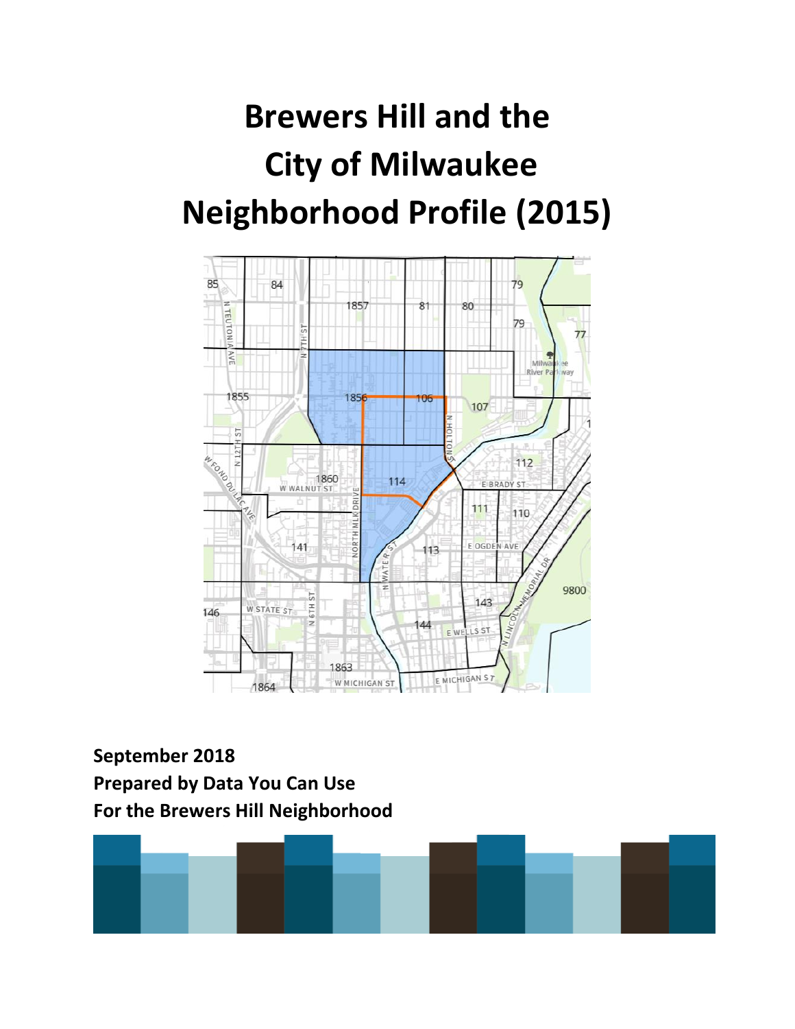# Brewers Hill and the City of Milwaukee Neighborhood Profile (2015)

**September 2018**
**Prepared by Data You Can Use**
**For the Brewers Hill Neighborhood**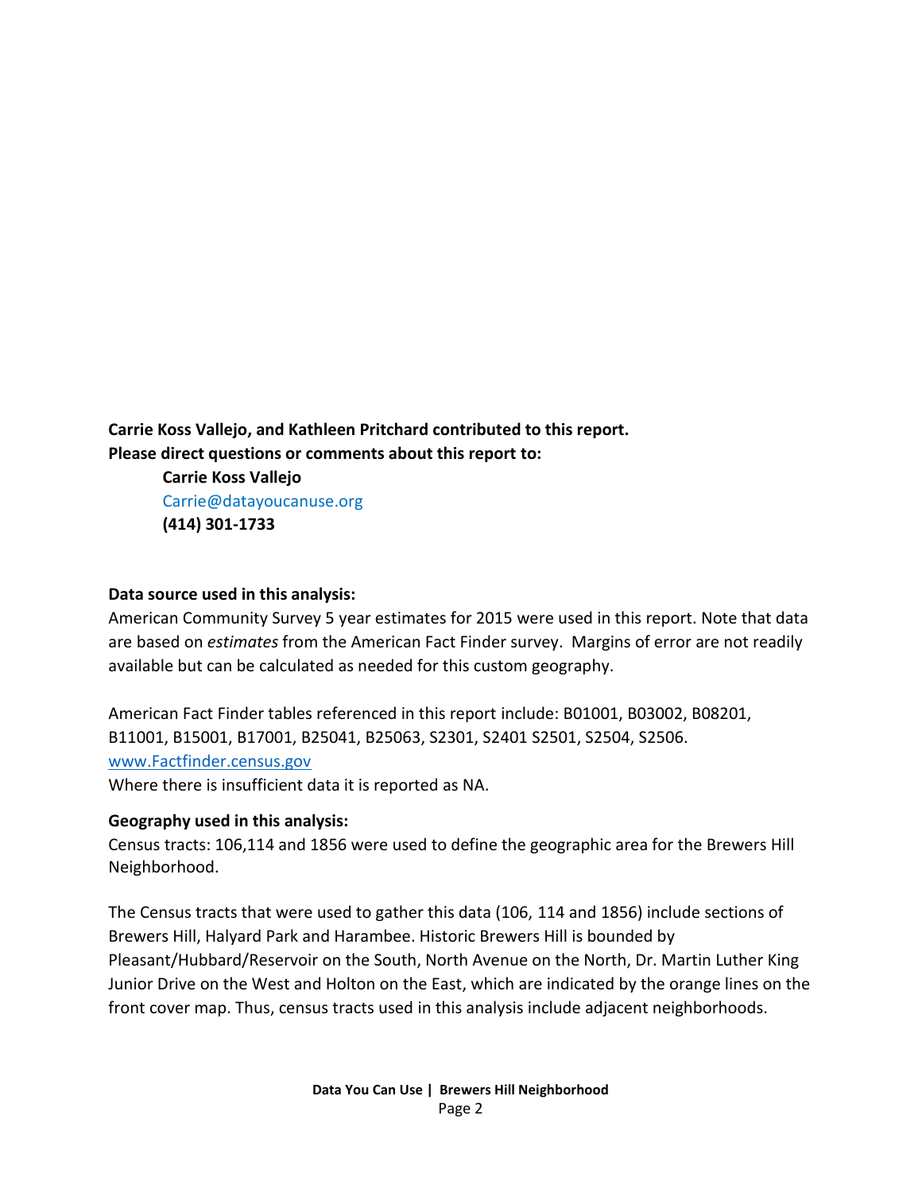**Carrie Koss Vallejo, and Kathleen Pritchard contributed to this report.**
**Please direct questions or comments about this report to:**

**Carrie Koss Vallejo**
Carrie@datayoucanuse.org
**(414) 301-1733**

**Data source used in this analysis:**

American Community Survey 5 year estimates for 2015 were used in this report. Note that data are based on *estimates* from the American Fact Finder survey. Margins of error are not readily available but can be calculated as needed for this custom geography.

American Fact Finder tables referenced in this report include: B01001, B03002, B08201, B11001, B15001, B17001, B25041, B25063, S2301, S2401 S2501, S2504, S2506.
www.Factfinder.census.gov
Where there is insufficient data it is reported as NA.

**Geography used in this analysis:**

Census tracts: 106,114 and 1856 were used to define the geographic area for the Brewers Hill Neighborhood.

The Census tracts that were used to gather this data (106, 114 and 1856) include sections of Brewers Hill, Halyard Park and Harambee. Historic Brewers Hill is bounded by Pleasant/Hubbard/Reservoir on the South, North Avenue on the North, Dr. Martin Luther King Junior Drive on the West and Holton on the East, which are indicated by the orange lines on the front cover map. Thus, census tracts used in this analysis include adjacent neighborhoods.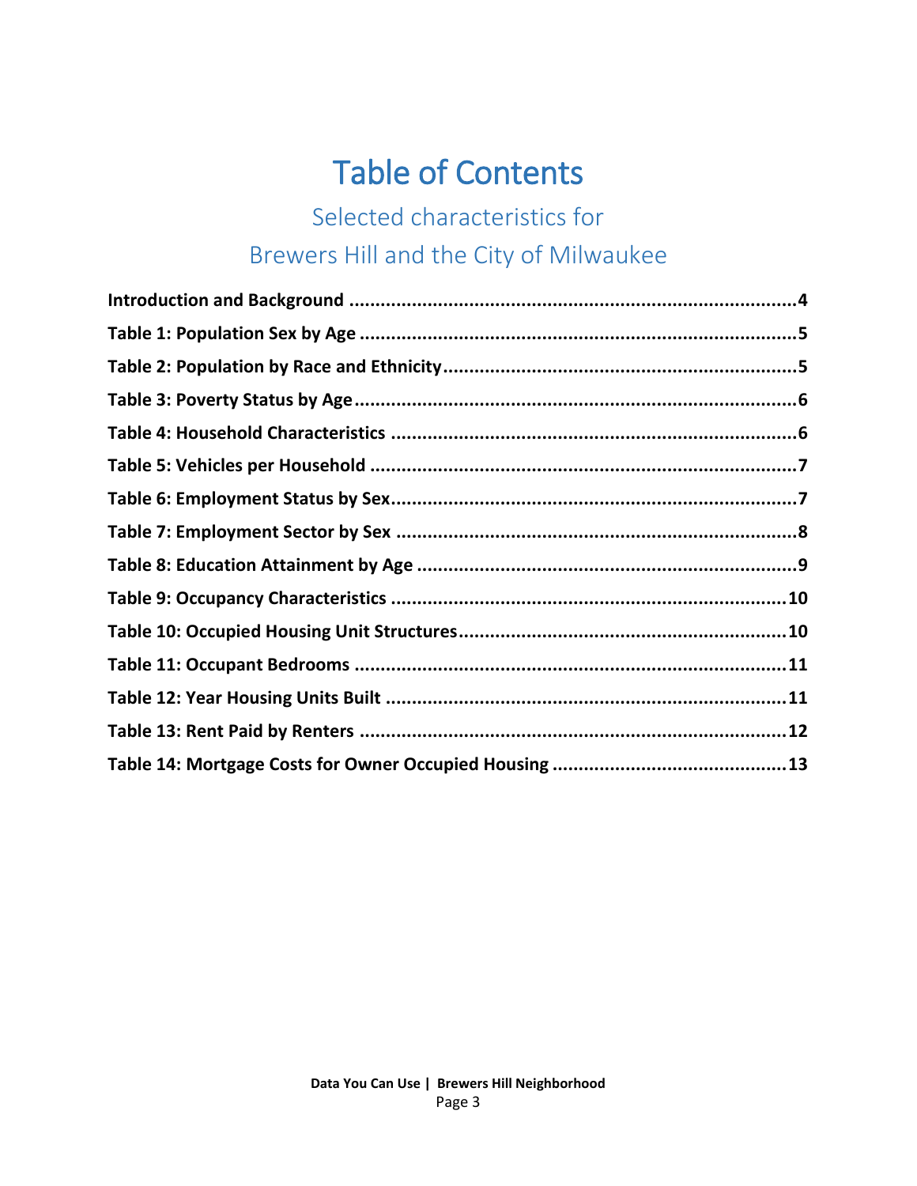# Table of Contents

## Selected characteristics for Brewers Hill and the City of Milwaukee

**Introduction and Background** ........................................................................ 4

**Table 1: Population Sex by Age** ........................................................................ 5

**Table 2: Population by Race and Ethnicity** ........................................................................ 5

**Table 3: Poverty Status by Age** ........................................................................ 6

**Table 4: Household Characteristics** ........................................................................ 6

**Table 5: Vehicles per Household** ........................................................................ 7

**Table 6: Employment Status by Sex** ........................................................................ 7

**Table 7: Employment Sector by Sex** ........................................................................ 8

**Table 8: Education Attainment by Age** ........................................................................ 9

**Table 9: Occupancy Characteristics** ........................................................................ 10

**Table 10: Occupied Housing Unit Structures** ........................................................................ 10

**Table 11: Occupant Bedrooms** ........................................................................ 11

**Table 12: Year Housing Units Built** ........................................................................ 11

**Table 13: Rent Paid by Renters** ........................................................................ 12

**Table 14: Mortgage Costs for Owner Occupied Housing** ........................................................................ 13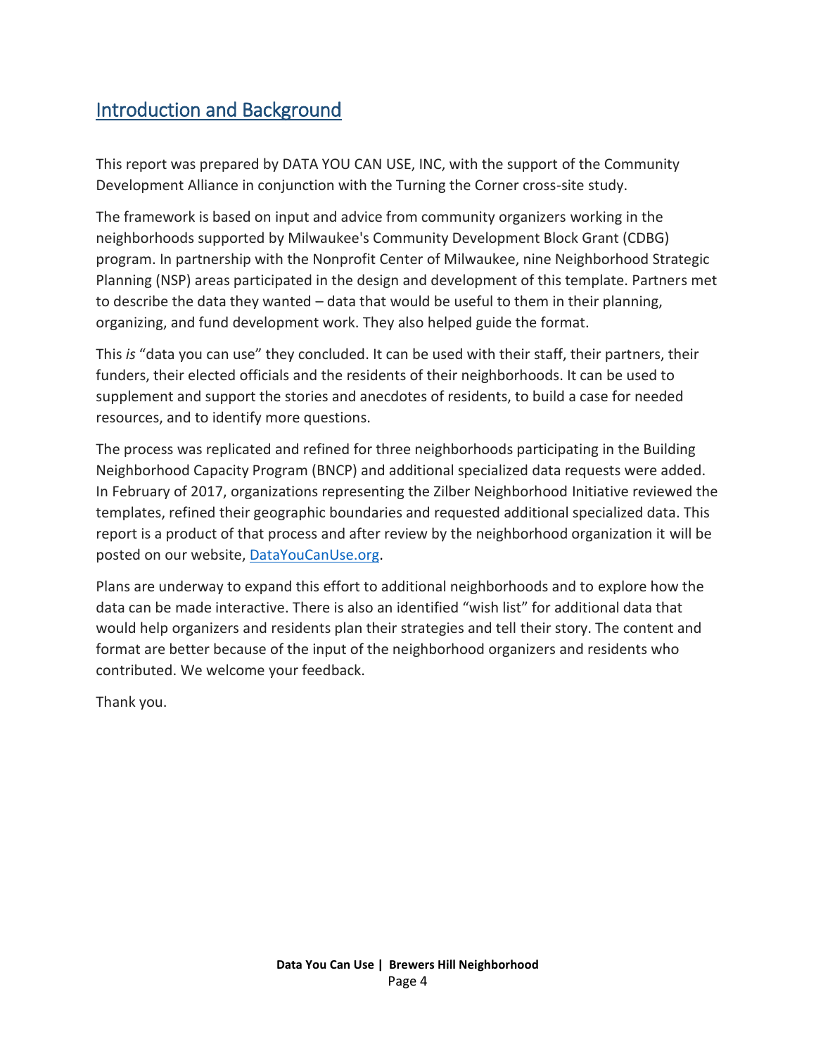## Introduction and Background

This report was prepared by DATA YOU CAN USE, INC, with the support of the Community Development Alliance in conjunction with the Turning the Corner cross-site study.

The framework is based on input and advice from community organizers working in the neighborhoods supported by Milwaukee's Community Development Block Grant (CDBG) program. In partnership with the Nonprofit Center of Milwaukee, nine Neighborhood Strategic Planning (NSP) areas participated in the design and development of this template. Partners met to describe the data they wanted – data that would be useful to them in their planning, organizing, and fund development work. They also helped guide the format.

This *is* "data you can use" they concluded. It can be used with their staff, their partners, their funders, their elected officials and the residents of their neighborhoods. It can be used to supplement and support the stories and anecdotes of residents, to build a case for needed resources, and to identify more questions.

The process was replicated and refined for three neighborhoods participating in the Building Neighborhood Capacity Program (BNCP) and additional specialized data requests were added. In February of 2017, organizations representing the Zilber Neighborhood Initiative reviewed the templates, refined their geographic boundaries and requested additional specialized data. This report is a product of that process and after review by the neighborhood organization it will be posted on our website, [DataYouCanUse.org](DataYouCanUse.org).

Plans are underway to expand this effort to additional neighborhoods and to explore how the data can be made interactive. There is also an identified "wish list" for additional data that would help organizers and residents plan their strategies and tell their story. The content and format are better because of the input of the neighborhood organizers and residents who contributed. We welcome your feedback.

Thank you.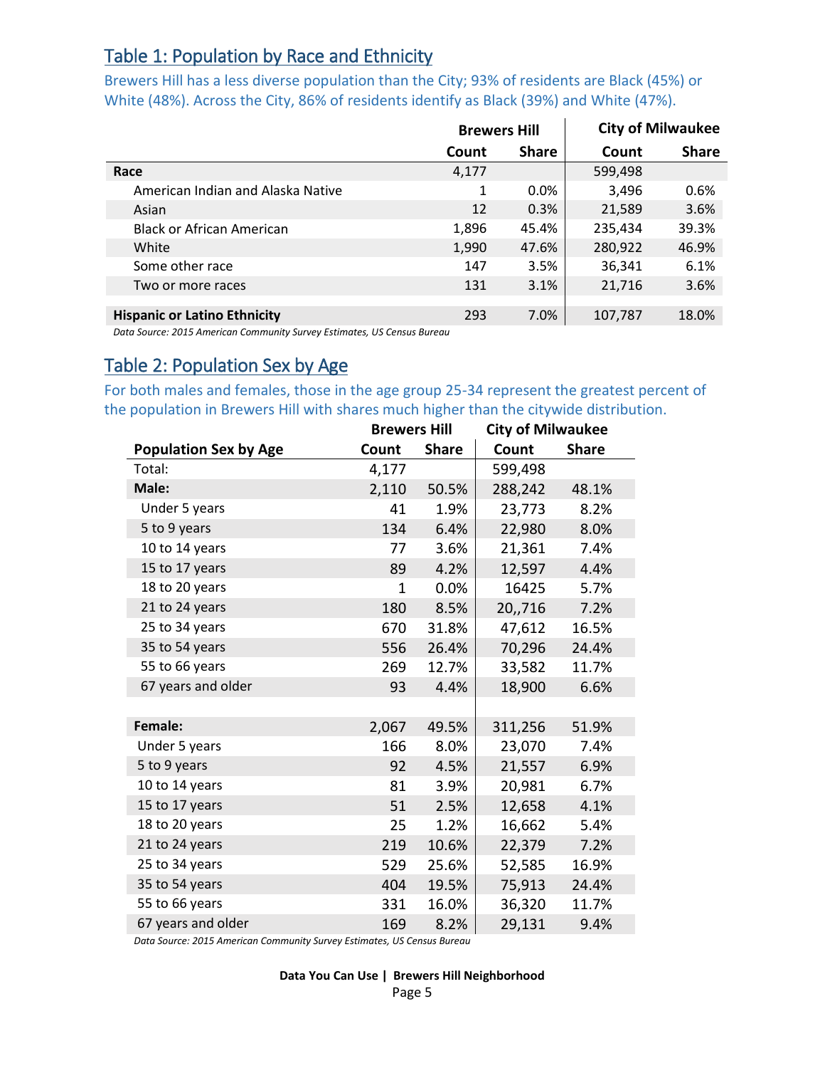## Table 1: Population by Race and Ethnicity

Brewers Hill has a less diverse population than the City; 93% of residents are Black (45%) or White (48%). Across the City, 86% of residents identify as Black (39%) and White (47%).

| | Brewers Hill | | City of Milwaukee | |
|---|---|---|---|---|
| | Count | Share | Count | Share |
| **Race** | 4,177 | | 599,498 | |
| American Indian and Alaska Native | 1 | 0.0% | 3,496 | 0.6% |
| Asian | 12 | 0.3% | 21,589 | 3.6% |
| Black or African American | 1,896 | 45.4% | 235,434 | 39.3% |
| White | 1,990 | 47.6% | 280,922 | 46.9% |
| Some other race | 147 | 3.5% | 36,341 | 6.1% |
| Two or more races | 131 | 3.1% | 21,716 | 3.6% |
| **Hispanic or Latino Ethnicity** | 293 | 7.0% | 107,787 | 18.0% |

*Data Source: 2015 American Community Survey Estimates, US Census Bureau*

## Table 2: Population Sex by Age

For both males and females, those in the age group 25-34 represent the greatest percent of the population in Brewers Hill with shares much higher than the citywide distribution.

| | Brewers Hill | | City of Milwaukee | |
|---|---|---|---|---|
| **Population Sex by Age** | **Count** | **Share** | **Count** | **Share** |
| Total: | 4,177 | | 599,498 | |
| **Male:** | 2,110 | 50.5% | 288,242 | 48.1% |
| Under 5 years | 41 | 1.9% | 23,773 | 8.2% |
| 5 to 9 years | 134 | 6.4% | 22,980 | 8.0% |
| 10 to 14 years | 77 | 3.6% | 21,361 | 7.4% |
| 15 to 17 years | 89 | 4.2% | 12,597 | 4.4% |
| 18 to 20 years | 1 | 0.0% | 16425 | 5.7% |
| 21 to 24 years | 180 | 8.5% | 20,,716 | 7.2% |
| 25 to 34 years | 670 | 31.8% | 47,612 | 16.5% |
| 35 to 54 years | 556 | 26.4% | 70,296 | 24.4% |
| 55 to 66 years | 269 | 12.7% | 33,582 | 11.7% |
| 67 years and older | 93 | 4.4% | 18,900 | 6.6% |
| **Female:** | 2,067 | 49.5% | 311,256 | 51.9% |
| Under 5 years | 166 | 8.0% | 23,070 | 7.4% |
| 5 to 9 years | 92 | 4.5% | 21,557 | 6.9% |
| 10 to 14 years | 81 | 3.9% | 20,981 | 6.7% |
| 15 to 17 years | 51 | 2.5% | 12,658 | 4.1% |
| 18 to 20 years | 25 | 1.2% | 16,662 | 5.4% |
| 21 to 24 years | 219 | 10.6% | 22,379 | 7.2% |
| 25 to 34 years | 529 | 25.6% | 52,585 | 16.9% |
| 35 to 54 years | 404 | 19.5% | 75,913 | 24.4% |
| 55 to 66 years | 331 | 16.0% | 36,320 | 11.7% |
| 67 years and older | 169 | 8.2% | 29,131 | 9.4% |

*Data Source: 2015 American Community Survey Estimates, US Census Bureau*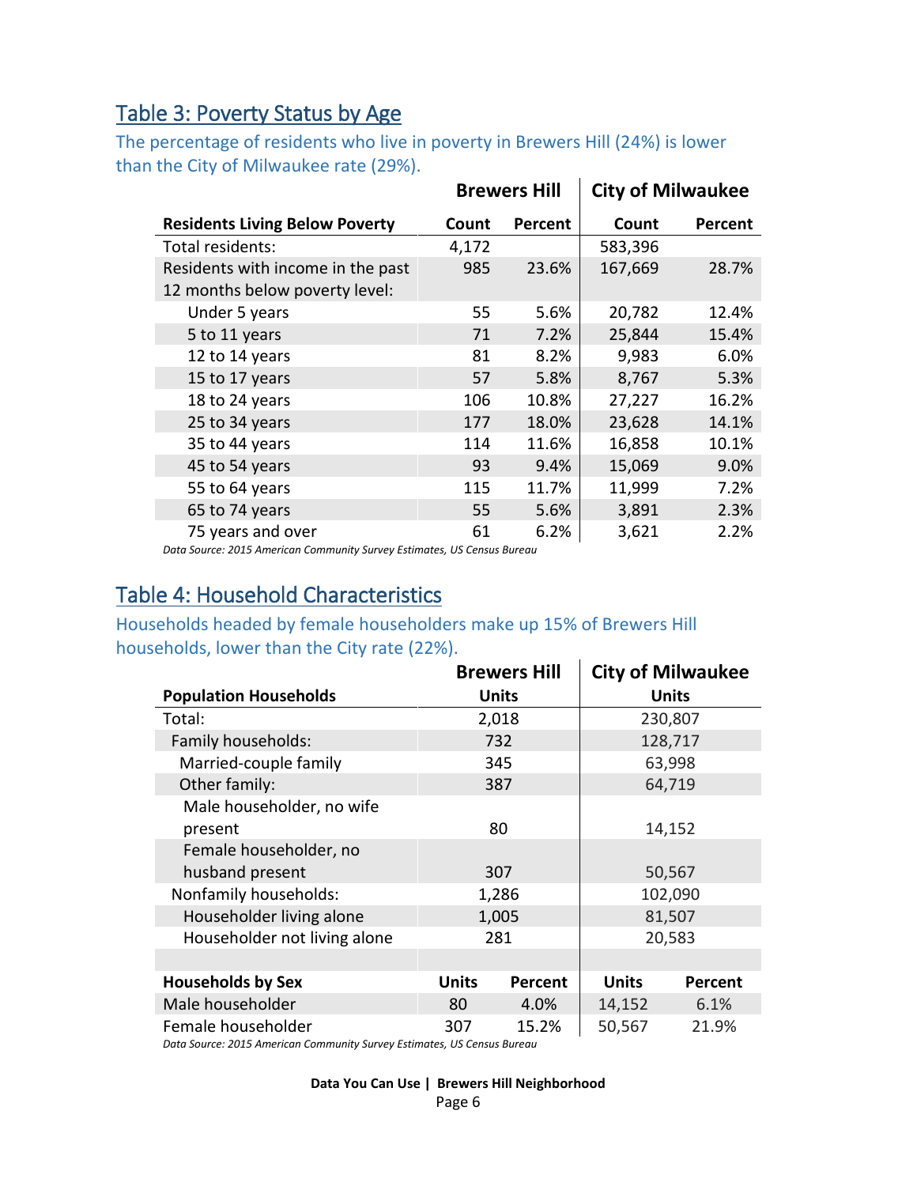## Table 3: Poverty Status by Age

The percentage of residents who live in poverty in Brewers Hill (24%) is lower than the City of Milwaukee rate (29%).

| | Brewers Hill | | City of Milwaukee | |
|---|---|---|---|---|
| **Residents Living Below Poverty** | **Count** | **Percent** | **Count** | **Percent** |
| Total residents: | 4,172 | | 583,396 | |
| Residents with income in the past 12 months below poverty level: | 985 | 23.6% | 167,669 | 28.7% |
| Under 5 years | 55 | 5.6% | 20,782 | 12.4% |
| 5 to 11 years | 71 | 7.2% | 25,844 | 15.4% |
| 12 to 14 years | 81 | 8.2% | 9,983 | 6.0% |
| 15 to 17 years | 57 | 5.8% | 8,767 | 5.3% |
| 18 to 24 years | 106 | 10.8% | 27,227 | 16.2% |
| 25 to 34 years | 177 | 18.0% | 23,628 | 14.1% |
| 35 to 44 years | 114 | 11.6% | 16,858 | 10.1% |
| 45 to 54 years | 93 | 9.4% | 15,069 | 9.0% |
| 55 to 64 years | 115 | 11.7% | 11,999 | 7.2% |
| 65 to 74 years | 55 | 5.6% | 3,891 | 2.3% |
| 75 years and over | 61 | 6.2% | 3,621 | 2.2% |

*Data Source: 2015 American Community Survey Estimates, US Census Bureau*

## Table 4: Household Characteristics

Households headed by female householders make up 15% of Brewers Hill households, lower than the City rate (22%).

| | Brewers Hill | City of Milwaukee |
|---|---|---|
| **Population Households** | **Units** | **Units** |
| Total: | 2,018 | 230,807 |
| Family households: | 732 | 128,717 |
| Married-couple family | 345 | 63,998 |
| Other family: | 387 | 64,719 |
| Male householder, no wife present | 80 | 14,152 |
| Female householder, no husband present | 307 | 50,567 |
| Nonfamily households: | 1,286 | 102,090 |
| Householder living alone | 1,005 | 81,507 |
| Householder not living alone | 281 | 20,583 |

| | Brewers Hill | | City of Milwaukee | |
|---|---|---|---|---|
| **Households by Sex** | **Units** | **Percent** | **Units** | **Percent** |
| Male householder | 80 | 4.0% | 14,152 | 6.1% |
| Female householder | 307 | 15.2% | 50,567 | 21.9% |

*Data Source: 2015 American Community Survey Estimates, US Census Bureau*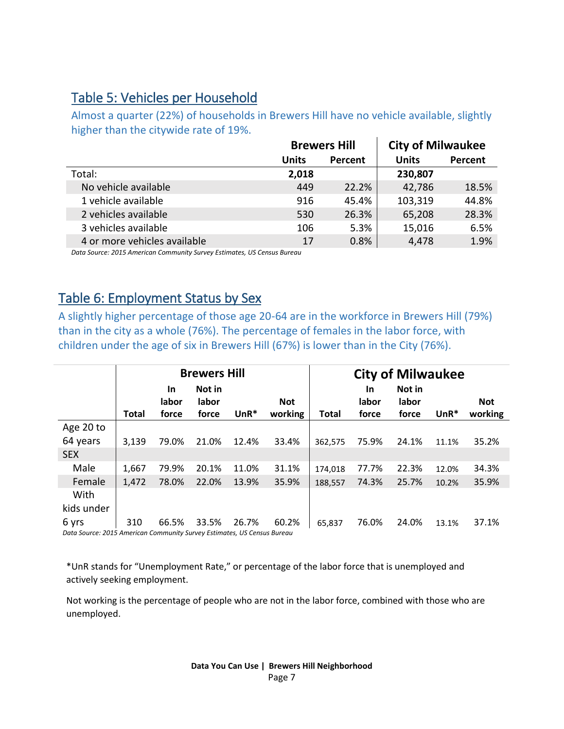## Table 5: Vehicles per Household

Almost a quarter (22%) of households in Brewers Hill have no vehicle available, slightly higher than the citywide rate of 19%.

| | Brewers Hill | | City of Milwaukee | |
|---|---|---|---|---|
| | Units | Percent | Units | Percent |
| Total: | **2,018** | | **230,807** | |
| No vehicle available | 449 | 22.2% | 42,786 | 18.5% |
| 1 vehicle available | 916 | 45.4% | 103,319 | 44.8% |
| 2 vehicles available | 530 | 26.3% | 65,208 | 28.3% |
| 3 vehicles available | 106 | 5.3% | 15,016 | 6.5% |
| 4 or more vehicles available | 17 | 0.8% | 4,478 | 1.9% |

*Data Source: 2015 American Community Survey Estimates, US Census Bureau*

## Table 6: Employment Status by Sex

A slightly higher percentage of those age 20-64 are in the workforce in Brewers Hill (79%) than in the city as a whole (76%). The percentage of females in the labor force, with children under the age of six in Brewers Hill (67%) is lower than in the City (76%).

| | Brewers Hill | | | | | City of Milwaukee | | | | |
|---|---|---|---|---|---|---|---|---|---|---|
| | Total | In labor force | Not in labor force | UnR* | Not working | Total | In labor force | Not in labor force | UnR* | Not working |
| Age 20 to 64 years | 3,139 | 79.0% | 21.0% | 12.4% | 33.4% | 362,575 | 75.9% | 24.1% | 11.1% | 35.2% |
| SEX | | | | | | | | | | |
| Male | 1,667 | 79.9% | 20.1% | 11.0% | 31.1% | 174,018 | 77.7% | 22.3% | 12.0% | 34.3% |
| Female | 1,472 | 78.0% | 22.0% | 13.9% | 35.9% | 188,557 | 74.3% | 25.7% | 10.2% | 35.9% |
| With kids under 6 yrs | 310 | 66.5% | 33.5% | 26.7% | 60.2% | 65,837 | 76.0% | 24.0% | 13.1% | 37.1% |

*Data Source: 2015 American Community Survey Estimates, US Census Bureau*

*UnR stands for "Unemployment Rate," or percentage of the labor force that is unemployed and actively seeking employment.

Not working is the percentage of people who are not in the labor force, combined with those who are unemployed.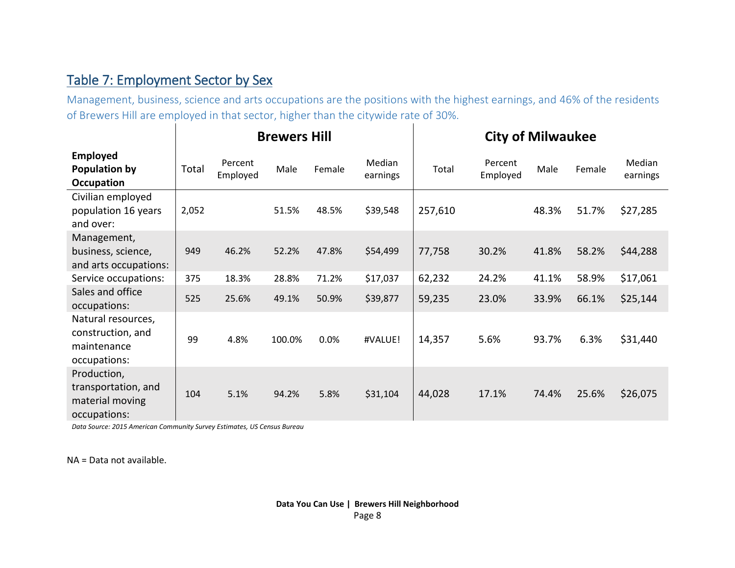## Table 7: Employment Sector by Sex

Management, business, science and arts occupations are the positions with the highest earnings, and 46% of the residents of Brewers Hill are employed in that sector, higher than the citywide rate of 30%.

| | **Brewers Hill** | | | | | **City of Milwaukee** | | | | |
|---|---|---|---|---|---|---|---|---|---|---|
| **Employed Population by Occupation** | Total | Percent Employed | Male | Female | Median earnings | Total | Percent Employed | Male | Female | Median earnings |
| Civilian employed population 16 years and over: | 2,052 | | 51.5% | 48.5% | $39,548 | 257,610 | | 48.3% | 51.7% | $27,285 |
| Management, business, science, and arts occupations: | 949 | 46.2% | 52.2% | 47.8% | $54,499 | 77,758 | 30.2% | 41.8% | 58.2% | $44,288 |
| Service occupations: | 375 | 18.3% | 28.8% | 71.2% | $17,037 | 62,232 | 24.2% | 41.1% | 58.9% | $17,061 |
| Sales and office occupations: | 525 | 25.6% | 49.1% | 50.9% | $39,877 | 59,235 | 23.0% | 33.9% | 66.1% | $25,144 |
| Natural resources, construction, and maintenance occupations: | 99 | 4.8% | 100.0% | 0.0% | #VALUE! | 14,357 | 5.6% | 93.7% | 6.3% | $31,440 |
| Production, transportation, and material moving occupations: | 104 | 5.1% | 94.2% | 5.8% | $31,104 | 44,028 | 17.1% | 74.4% | 25.6% | $26,075 |

*Data Source: 2015 American Community Survey Estimates, US Census Bureau*

NA = Data not available.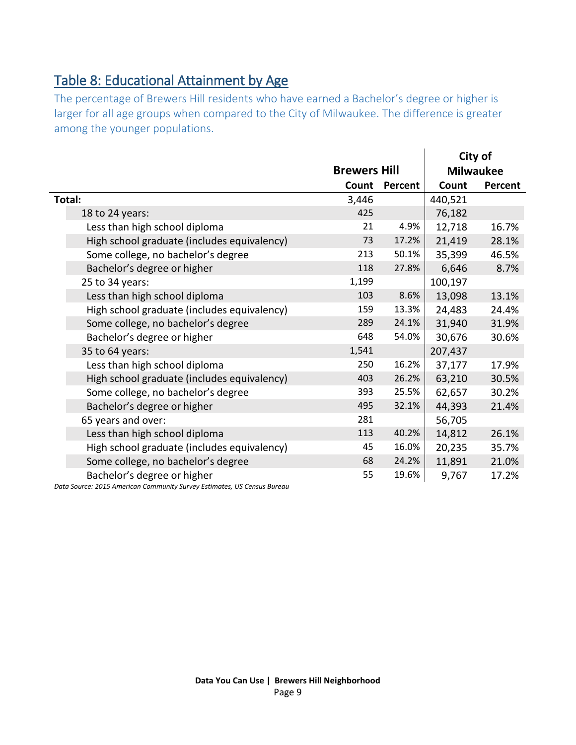## Table 8: Educational Attainment by Age

The percentage of Brewers Hill residents who have earned a Bachelor's degree or higher is larger for all age groups when compared to the City of Milwaukee. The difference is greater among the younger populations.

| | Brewers Hill | | City of Milwaukee | |
|---|---|---|---|---|
| | **Count** | **Percent** | **Count** | **Percent** |
| **Total:** | 3,446 | | 440,521 | |
| 18 to 24 years: | 425 | | 76,182 | |
| Less than high school diploma | 21 | 4.9% | 12,718 | 16.7% |
| High school graduate (includes equivalency) | 73 | 17.2% | 21,419 | 28.1% |
| Some college, no bachelor's degree | 213 | 50.1% | 35,399 | 46.5% |
| Bachelor's degree or higher | 118 | 27.8% | 6,646 | 8.7% |
| 25 to 34 years: | 1,199 | | 100,197 | |
| Less than high school diploma | 103 | 8.6% | 13,098 | 13.1% |
| High school graduate (includes equivalency) | 159 | 13.3% | 24,483 | 24.4% |
| Some college, no bachelor's degree | 289 | 24.1% | 31,940 | 31.9% |
| Bachelor's degree or higher | 648 | 54.0% | 30,676 | 30.6% |
| 35 to 64 years: | 1,541 | | 207,437 | |
| Less than high school diploma | 250 | 16.2% | 37,177 | 17.9% |
| High school graduate (includes equivalency) | 403 | 26.2% | 63,210 | 30.5% |
| Some college, no bachelor's degree | 393 | 25.5% | 62,657 | 30.2% |
| Bachelor's degree or higher | 495 | 32.1% | 44,393 | 21.4% |
| 65 years and over: | 281 | | 56,705 | |
| Less than high school diploma | 113 | 40.2% | 14,812 | 26.1% |
| High school graduate (includes equivalency) | 45 | 16.0% | 20,235 | 35.7% |
| Some college, no bachelor's degree | 68 | 24.2% | 11,891 | 21.0% |
| Bachelor's degree or higher | 55 | 19.6% | 9,767 | 17.2% |

*Data Source: 2015 American Community Survey Estimates, US Census Bureau*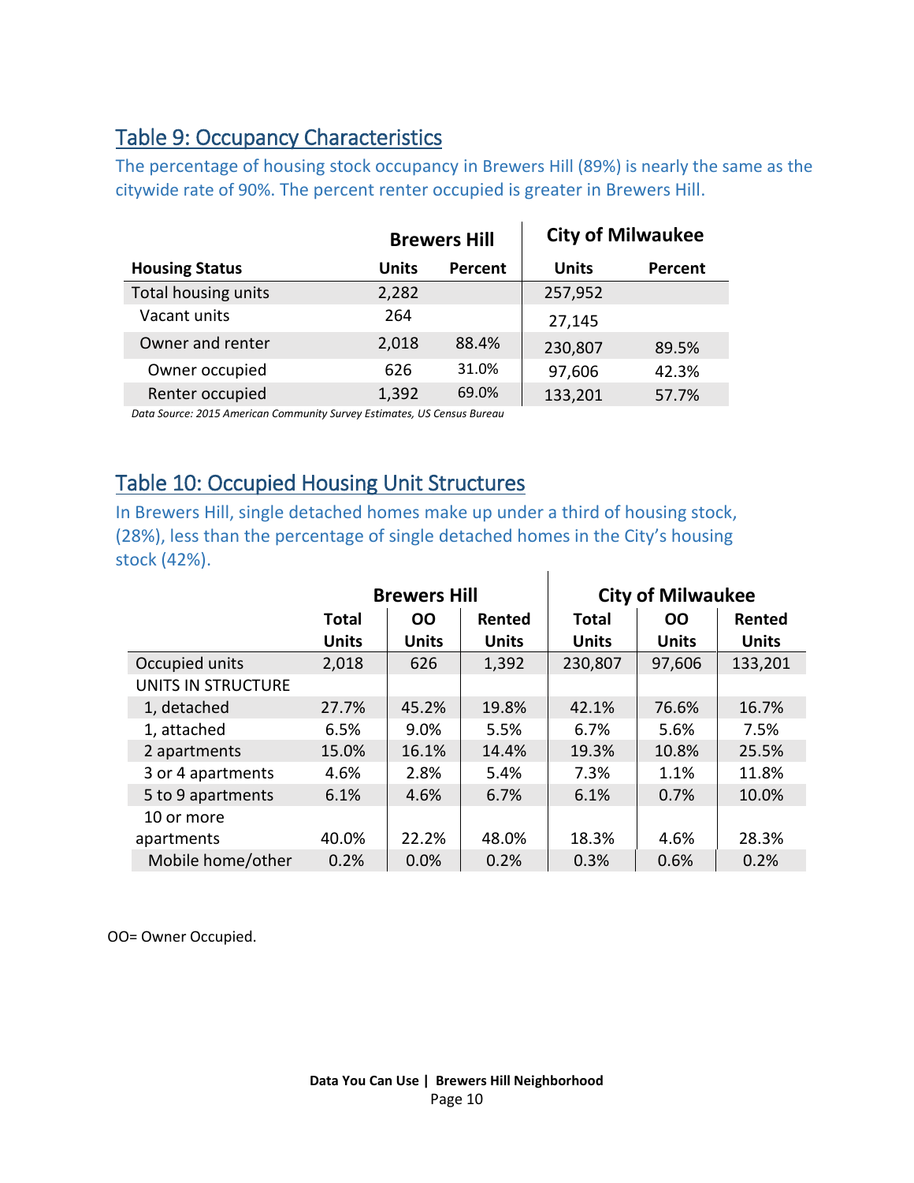## Table 9: Occupancy Characteristics

The percentage of housing stock occupancy in Brewers Hill (89%) is nearly the same as the citywide rate of 90%. The percent renter occupied is greater in Brewers Hill.

| | Brewers Hill | | City of Milwaukee | |
|---|---|---|---|---|
| **Housing Status** | **Units** | **Percent** | **Units** | **Percent** |
| Total housing units | 2,282 | | 257,952 | |
| Vacant units | 264 | | 27,145 | |
| Owner and renter | 2,018 | 88.4% | 230,807 | 89.5% |
| Owner occupied | 626 | 31.0% | 97,606 | 42.3% |
| Renter occupied | 1,392 | 69.0% | 133,201 | 57.7% |

*Data Source: 2015 American Community Survey Estimates, US Census Bureau*

## Table 10: Occupied Housing Unit Structures

In Brewers Hill, single detached homes make up under a third of housing stock, (28%), less than the percentage of single detached homes in the City's housing stock (42%).

| | Brewers Hill | | | City of Milwaukee | | |
|---|---|---|---|---|---|---|
| | **Total Units** | **OO Units** | **Rented Units** | **Total Units** | **OO Units** | **Rented Units** |
| Occupied units | 2,018 | 626 | 1,392 | 230,807 | 97,606 | 133,201 |
| UNITS IN STRUCTURE | | | | | | |
| 1, detached | 27.7% | 45.2% | 19.8% | 42.1% | 76.6% | 16.7% |
| 1, attached | 6.5% | 9.0% | 5.5% | 6.7% | 5.6% | 7.5% |
| 2 apartments | 15.0% | 16.1% | 14.4% | 19.3% | 10.8% | 25.5% |
| 3 or 4 apartments | 4.6% | 2.8% | 5.4% | 7.3% | 1.1% | 11.8% |
| 5 to 9 apartments | 6.1% | 4.6% | 6.7% | 6.1% | 0.7% | 10.0% |
| 10 or more apartments | 40.0% | 22.2% | 48.0% | 18.3% | 4.6% | 28.3% |
| Mobile home/other | 0.2% | 0.0% | 0.2% | 0.3% | 0.6% | 0.2% |

OO= Owner Occupied.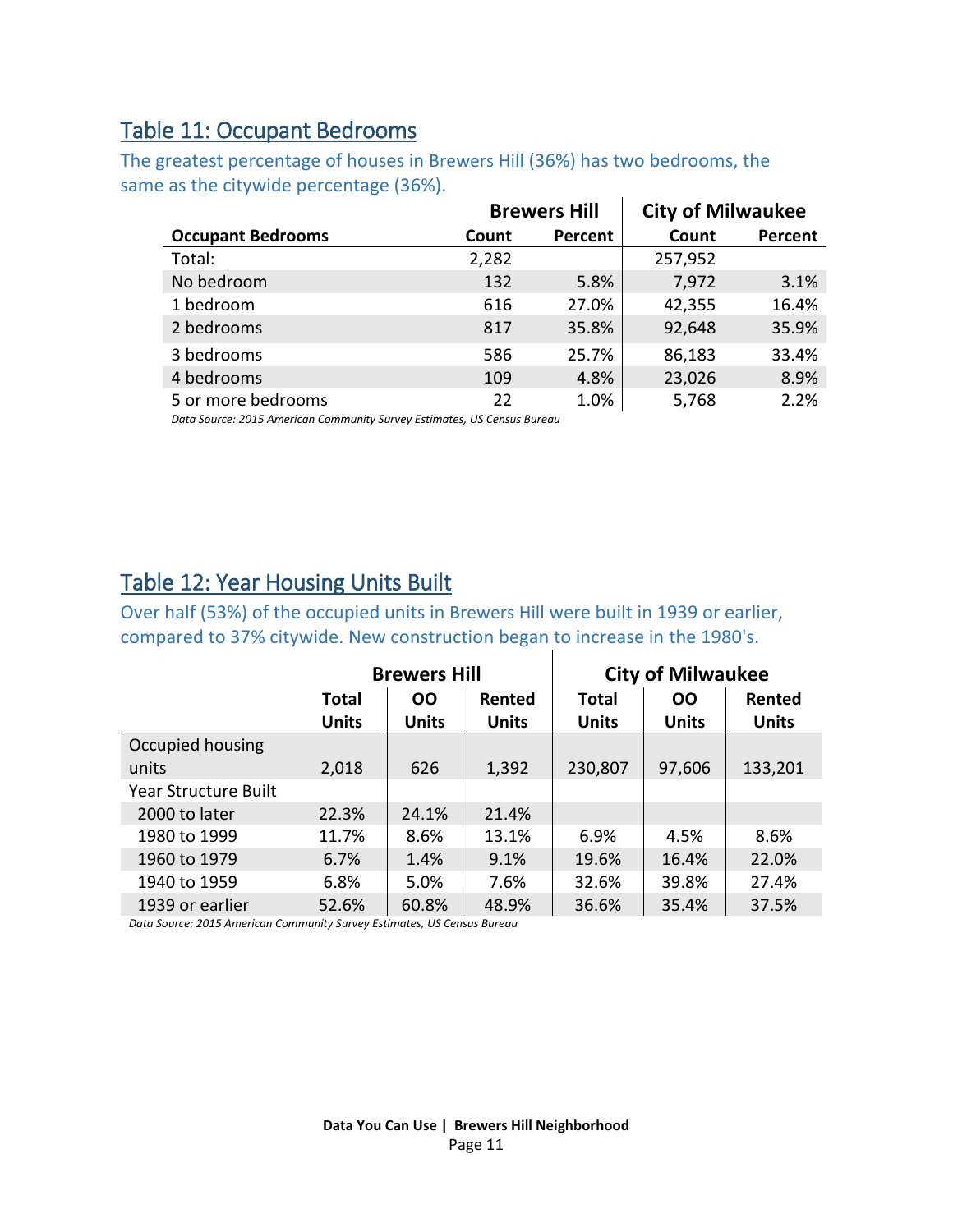## Table 11: Occupant Bedrooms

The greatest percentage of houses in Brewers Hill (36%) has two bedrooms, the same as the citywide percentage (36%).

| | Brewers Hill | | City of Milwaukee | |
|---|---|---|---|---|
| **Occupant Bedrooms** | **Count** | **Percent** | **Count** | **Percent** |
| Total: | 2,282 | | 257,952 | |
| No bedroom | 132 | 5.8% | 7,972 | 3.1% |
| 1 bedroom | 616 | 27.0% | 42,355 | 16.4% |
| 2 bedrooms | 817 | 35.8% | 92,648 | 35.9% |
| 3 bedrooms | 586 | 25.7% | 86,183 | 33.4% |
| 4 bedrooms | 109 | 4.8% | 23,026 | 8.9% |
| 5 or more bedrooms | 22 | 1.0% | 5,768 | 2.2% |

*Data Source: 2015 American Community Survey Estimates, US Census Bureau*

## Table 12: Year Housing Units Built

Over half (53%) of the occupied units in Brewers Hill were built in 1939 or earlier, compared to 37% citywide. New construction began to increase in the 1980's.

| | Brewers Hill | | | City of Milwaukee | | |
|---|---|---|---|---|---|---|
| | **Total Units** | **OO Units** | **Rented Units** | **Total Units** | **OO Units** | **Rented Units** |
| Occupied housing units | 2,018 | 626 | 1,392 | 230,807 | 97,606 | 133,201 |
| Year Structure Built | | | | | | |
| 2000 to later | 22.3% | 24.1% | 21.4% | | | |
| 1980 to 1999 | 11.7% | 8.6% | 13.1% | 6.9% | 4.5% | 8.6% |
| 1960 to 1979 | 6.7% | 1.4% | 9.1% | 19.6% | 16.4% | 22.0% |
| 1940 to 1959 | 6.8% | 5.0% | 7.6% | 32.6% | 39.8% | 27.4% |
| 1939 or earlier | 52.6% | 60.8% | 48.9% | 36.6% | 35.4% | 37.5% |

*Data Source: 2015 American Community Survey Estimates, US Census Bureau*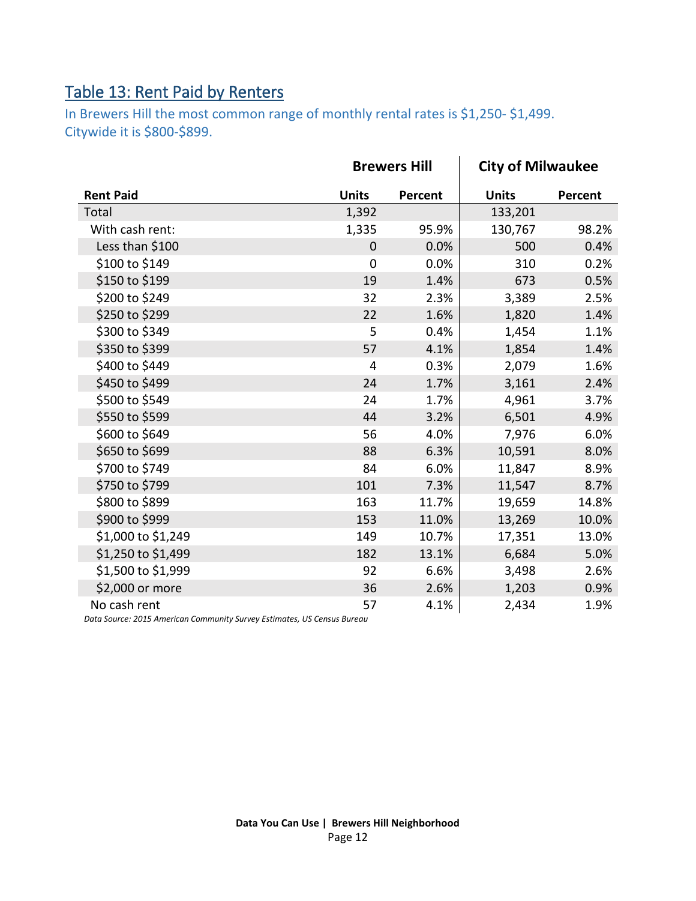## Table 13: Rent Paid by Renters

In Brewers Hill the most common range of monthly rental rates is $1,250- $1,499. Citywide it is $800-$899.

| | Brewers Hill | | City of Milwaukee | |
|---|---|---|---|---|
| **Rent Paid** | **Units** | **Percent** | **Units** | **Percent** |
| Total | 1,392 | | 133,201 | |
| With cash rent: | 1,335 | 95.9% | 130,767 | 98.2% |
| Less than $100 | 0 | 0.0% | 500 | 0.4% |
| $100 to $149 | 0 | 0.0% | 310 | 0.2% |
| $150 to $199 | 19 | 1.4% | 673 | 0.5% |
| $200 to $249 | 32 | 2.3% | 3,389 | 2.5% |
| $250 to $299 | 22 | 1.6% | 1,820 | 1.4% |
| $300 to $349 | 5 | 0.4% | 1,454 | 1.1% |
| $350 to $399 | 57 | 4.1% | 1,854 | 1.4% |
| $400 to $449 | 4 | 0.3% | 2,079 | 1.6% |
| $450 to $499 | 24 | 1.7% | 3,161 | 2.4% |
| $500 to $549 | 24 | 1.7% | 4,961 | 3.7% |
| $550 to $599 | 44 | 3.2% | 6,501 | 4.9% |
| $600 to $649 | 56 | 4.0% | 7,976 | 6.0% |
| $650 to $699 | 88 | 6.3% | 10,591 | 8.0% |
| $700 to $749 | 84 | 6.0% | 11,847 | 8.9% |
| $750 to $799 | 101 | 7.3% | 11,547 | 8.7% |
| $800 to $899 | 163 | 11.7% | 19,659 | 14.8% |
| $900 to $999 | 153 | 11.0% | 13,269 | 10.0% |
| $1,000 to $1,249 | 149 | 10.7% | 17,351 | 13.0% |
| $1,250 to $1,499 | 182 | 13.1% | 6,684 | 5.0% |
| $1,500 to $1,999 | 92 | 6.6% | 3,498 | 2.6% |
| $2,000 or more | 36 | 2.6% | 1,203 | 0.9% |
| No cash rent | 57 | 4.1% | 2,434 | 1.9% |

*Data Source: 2015 American Community Survey Estimates, US Census Bureau*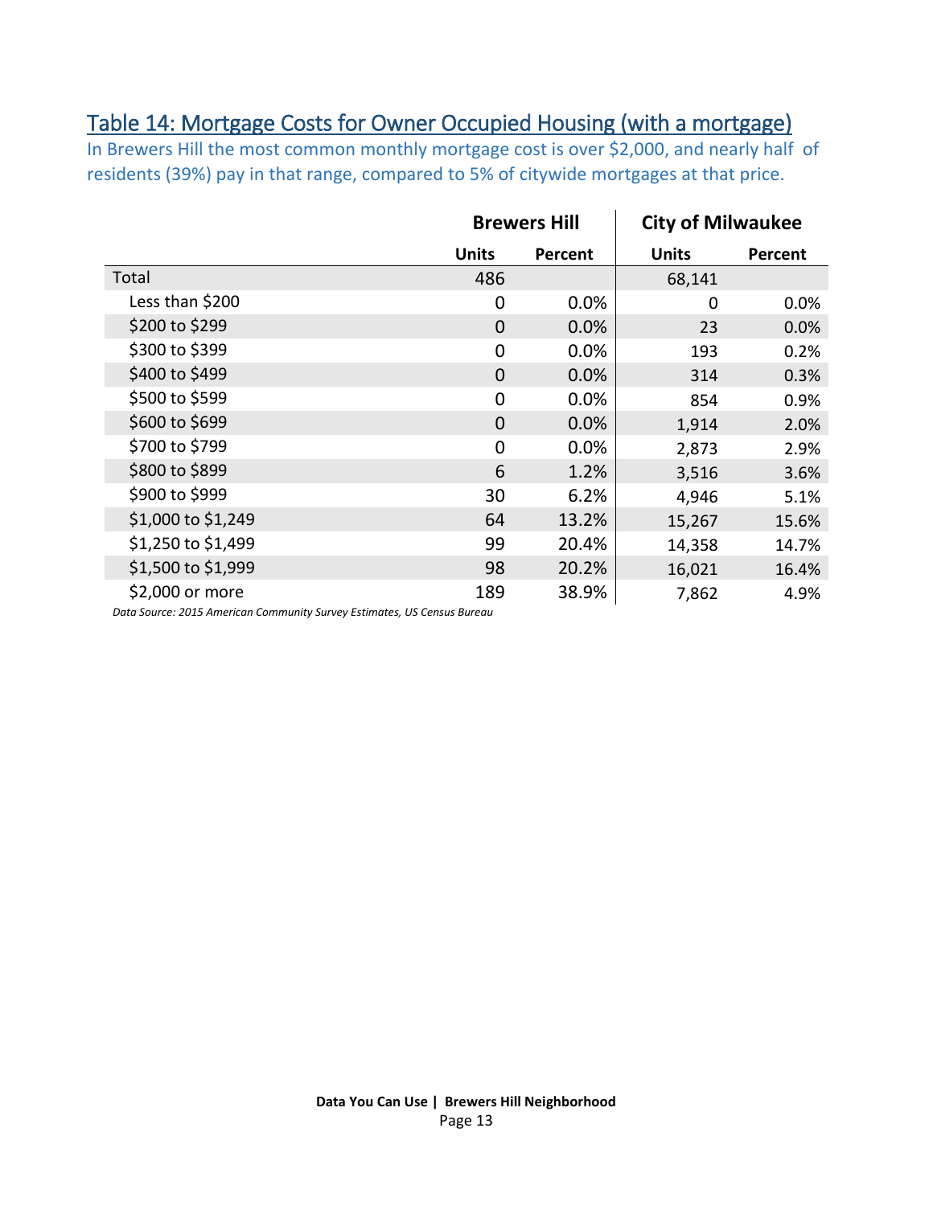## Table 14: Mortgage Costs for Owner Occupied Housing (with a mortgage)

In Brewers Hill the most common monthly mortgage cost is over $2,000, and nearly half of residents (39%) pay in that range, compared to 5% of citywide mortgages at that price.

| | Brewers Hill | | City of Milwaukee | |
|---|---|---|---|---|
| | Units | Percent | Units | Percent |
| Total | 486 | | 68,141 | |
| Less than $200 | 0 | 0.0% | 0 | 0.0% |
| $200 to $299 | 0 | 0.0% | 23 | 0.0% |
| $300 to $399 | 0 | 0.0% | 193 | 0.2% |
| $400 to $499 | 0 | 0.0% | 314 | 0.3% |
| $500 to $599 | 0 | 0.0% | 854 | 0.9% |
| $600 to $699 | 0 | 0.0% | 1,914 | 2.0% |
| $700 to $799 | 0 | 0.0% | 2,873 | 2.9% |
| $800 to $899 | 6 | 1.2% | 3,516 | 3.6% |
| $900 to $999 | 30 | 6.2% | 4,946 | 5.1% |
| $1,000 to $1,249 | 64 | 13.2% | 15,267 | 15.6% |
| $1,250 to $1,499 | 99 | 20.4% | 14,358 | 14.7% |
| $1,500 to $1,999 | 98 | 20.2% | 16,021 | 16.4% |
| $2,000 or more | 189 | 38.9% | 7,862 | 4.9% |

*Data Source: 2015 American Community Survey Estimates, US Census Bureau*